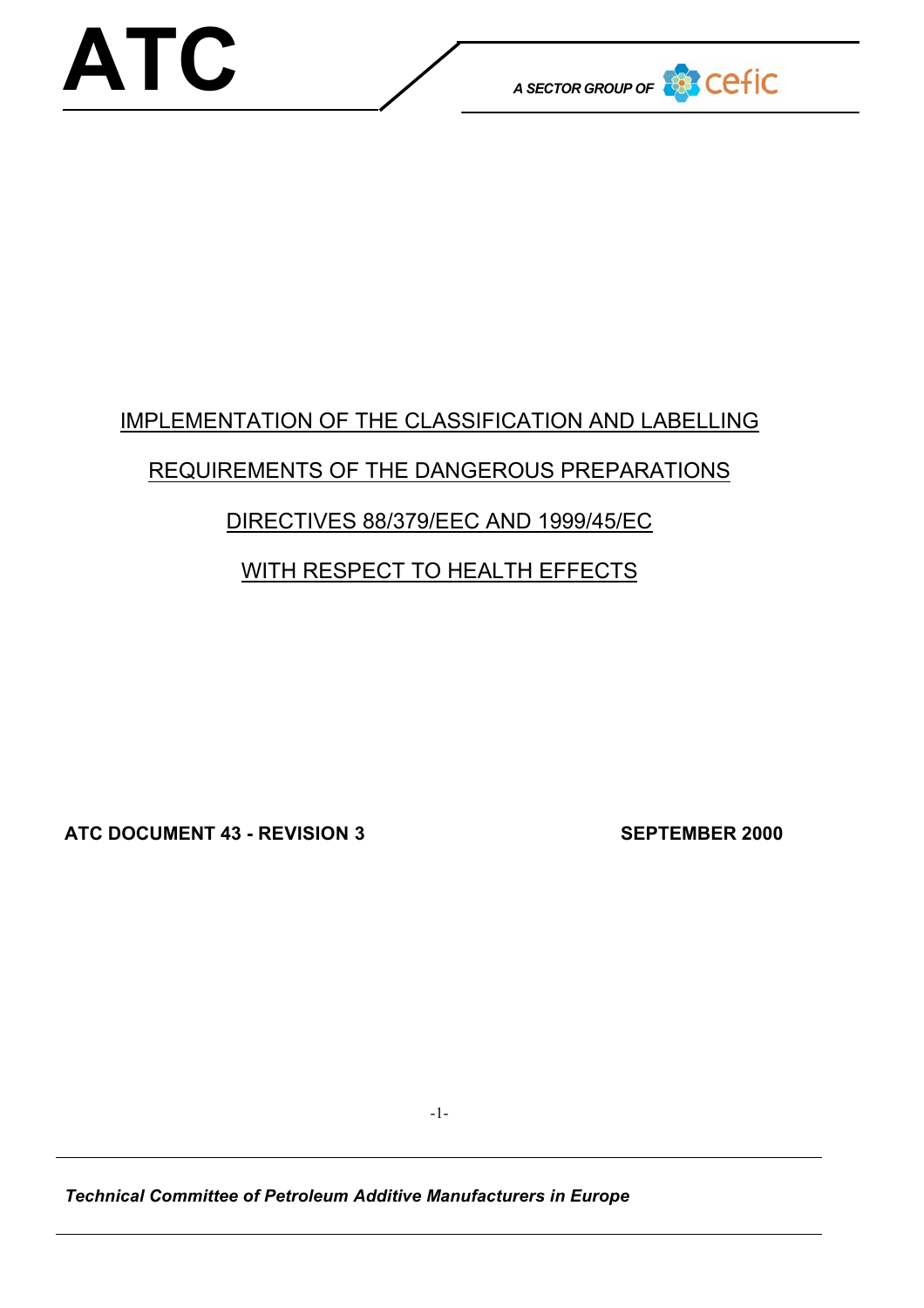# ATC

*A SECTOR GROUP OF* cefic

IMPLEMENTATION OF THE CLASSIFICATION AND LABELLING

REQUIREMENTS OF THE DANGEROUS PREPARATIONS

DIRECTIVES 88/379/EEC AND 1999/45/EC

WITH RESPECT TO HEALTH EFFECTS

**ATC DOCUMENT 43 - REVISION 3** **SEPTEMBER 2000**

***Technical Committee of Petroleum Additive Manufacturers in Europe***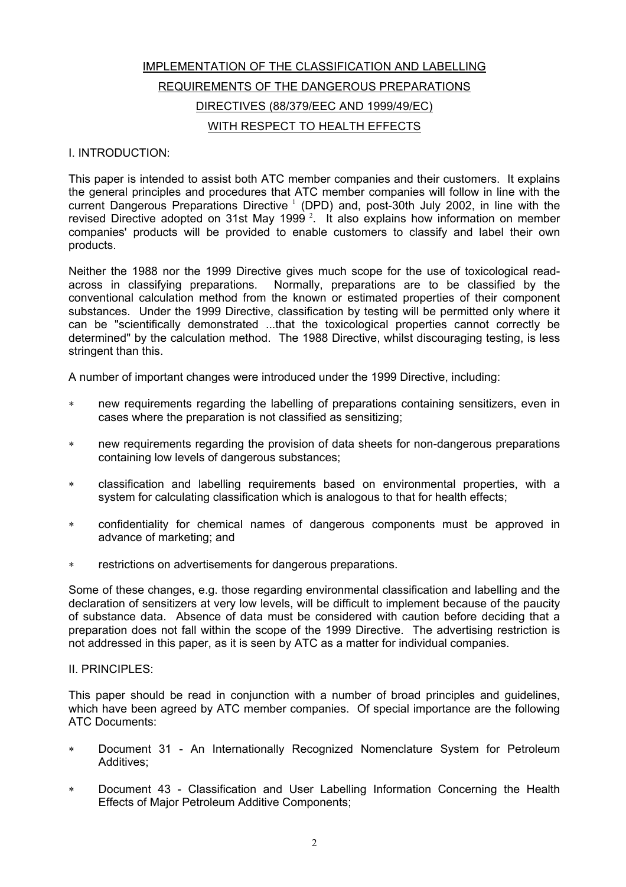# IMPLEMENTATION OF THE CLASSIFICATION AND LABELLING REQUIREMENTS OF THE DANGEROUS PREPARATIONS DIRECTIVES (88/379/EEC AND 1999/49/EC) WITH RESPECT TO HEALTH EFFECTS

## I. INTRODUCTION:

This paper is intended to assist both ATC member companies and their customers. It explains the general principles and procedures that ATC member companies will follow in line with the current Dangerous Preparations Directive [1] (DPD) and, post-30th July 2002, in line with the revised Directive adopted on 31st May 1999 [2]. It also explains how information on member companies' products will be provided to enable customers to classify and label their own products.

Neither the 1988 nor the 1999 Directive gives much scope for the use of toxicological read-across in classifying preparations. Normally, preparations are to be classified by the conventional calculation method from the known or estimated properties of their component substances. Under the 1999 Directive, classification by testing will be permitted only where it can be "scientifically demonstrated ...that the toxicological properties cannot correctly be determined" by the calculation method. The 1988 Directive, whilst discouraging testing, is less stringent than this.

A number of important changes were introduced under the 1999 Directive, including:

* new requirements regarding the labelling of preparations containing sensitizers, even in cases where the preparation is not classified as sensitizing;
* new requirements regarding the provision of data sheets for non-dangerous preparations containing low levels of dangerous substances;
* classification and labelling requirements based on environmental properties, with a system for calculating classification which is analogous to that for health effects;
* confidentiality for chemical names of dangerous components must be approved in advance of marketing; and
* restrictions on advertisements for dangerous preparations.

Some of these changes, e.g. those regarding environmental classification and labelling and the declaration of sensitizers at very low levels, will be difficult to implement because of the paucity of substance data. Absence of data must be considered with caution before deciding that a preparation does not fall within the scope of the 1999 Directive. The advertising restriction is not addressed in this paper, as it is seen by ATC as a matter for individual companies.

## II. PRINCIPLES:

This paper should be read in conjunction with a number of broad principles and guidelines, which have been agreed by ATC member companies. Of special importance are the following ATC Documents:

* Document 31 - An Internationally Recognized Nomenclature System for Petroleum Additives;
* Document 43 - Classification and User Labelling Information Concerning the Health Effects of Major Petroleum Additive Components;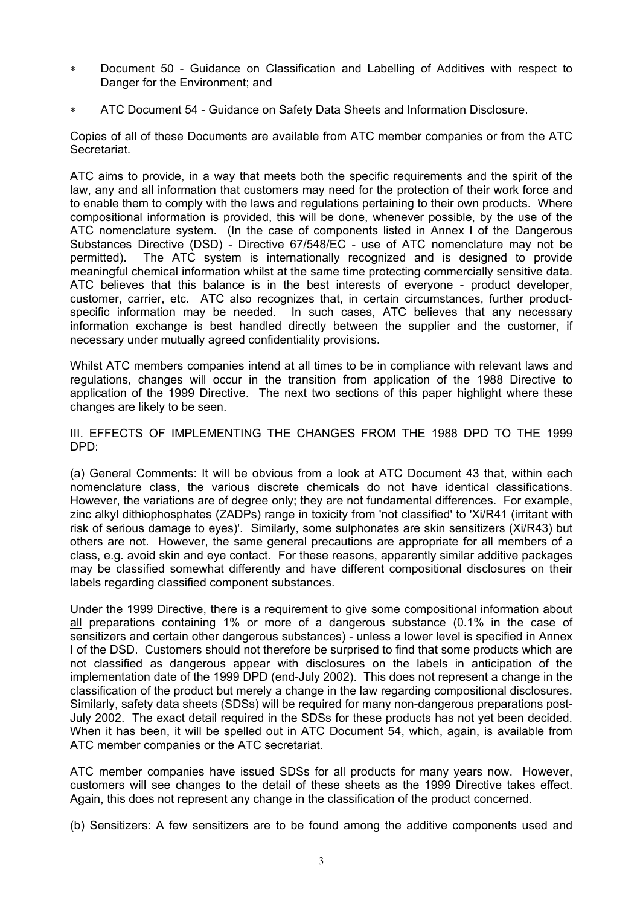- Document 50 - Guidance on Classification and Labelling of Additives with respect to Danger for the Environment; and

- ATC Document 54 - Guidance on Safety Data Sheets and Information Disclosure.

Copies of all of these Documents are available from ATC member companies or from the ATC Secretariat.

ATC aims to provide, in a way that meets both the specific requirements and the spirit of the law, any and all information that customers may need for the protection of their work force and to enable them to comply with the laws and regulations pertaining to their own products. Where compositional information is provided, this will be done, whenever possible, by the use of the ATC nomenclature system. (In the case of components listed in Annex I of the Dangerous Substances Directive (DSD) - Directive 67/548/EC - use of ATC nomenclature may not be permitted). The ATC system is internationally recognized and is designed to provide meaningful chemical information whilst at the same time protecting commercially sensitive data. ATC believes that this balance is in the best interests of everyone - product developer, customer, carrier, etc. ATC also recognizes that, in certain circumstances, further product-specific information may be needed. In such cases, ATC believes that any necessary information exchange is best handled directly between the supplier and the customer, if necessary under mutually agreed confidentiality provisions.

Whilst ATC members companies intend at all times to be in compliance with relevant laws and regulations, changes will occur in the transition from application of the 1988 Directive to application of the 1999 Directive. The next two sections of this paper highlight where these changes are likely to be seen.

## III. EFFECTS OF IMPLEMENTING THE CHANGES FROM THE 1988 DPD TO THE 1999 DPD:

(a) General Comments: It will be obvious from a look at ATC Document 43 that, within each nomenclature class, the various discrete chemicals do not have identical classifications. However, the variations are of degree only; they are not fundamental differences. For example, zinc alkyl dithiophosphates (ZADPs) range in toxicity from 'not classified' to 'Xi/R41 (irritant with risk of serious damage to eyes)'. Similarly, some sulphonates are skin sensitizers (Xi/R43) but others are not. However, the same general precautions are appropriate for all members of a class, e.g. avoid skin and eye contact. For these reasons, apparently similar additive packages may be classified somewhat differently and have different compositional disclosures on their labels regarding classified component substances.

Under the 1999 Directive, there is a requirement to give some compositional information about all preparations containing 1% or more of a dangerous substance (0.1% in the case of sensitizers and certain other dangerous substances) - unless a lower level is specified in Annex I of the DSD. Customers should not therefore be surprised to find that some products which are not classified as dangerous appear with disclosures on the labels in anticipation of the implementation date of the 1999 DPD (end-July 2002). This does not represent a change in the classification of the product but merely a change in the law regarding compositional disclosures. Similarly, safety data sheets (SDSs) will be required for many non-dangerous preparations post-July 2002. The exact detail required in the SDSs for these products has not yet been decided. When it has been, it will be spelled out in ATC Document 54, which, again, is available from ATC member companies or the ATC secretariat.

ATC member companies have issued SDSs for all products for many years now. However, customers will see changes to the detail of these sheets as the 1999 Directive takes effect. Again, this does not represent any change in the classification of the product concerned.

(b) Sensitizers: A few sensitizers are to be found among the additive components used and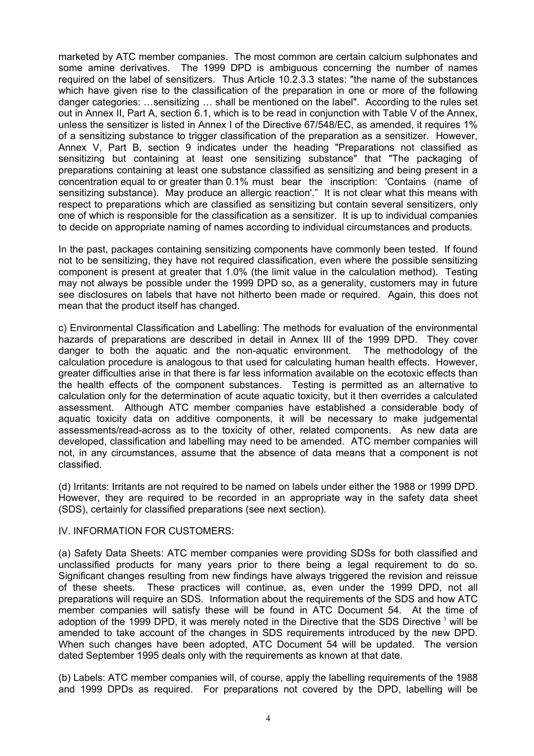marketed by ATC member companies. The most common are certain calcium sulphonates and some amine derivatives. The 1999 DPD is ambiguous concerning the number of names required on the label of sensitizers. Thus Article 10.2.3.3 states: "the name of the substances which have given rise to the classification of the preparation in one or more of the following danger categories: …sensitizing … shall be mentioned on the label". According to the rules set out in Annex II, Part A, section 6.1, which is to be read in conjunction with Table V of the Annex, unless the sensitizer is listed in Annex I of the Directive 67/548/EC, as amended, it requires 1% of a sensitizing substance to trigger classification of the preparation as a sensitizer. However, Annex V, Part B, section 9 indicates under the heading "Preparations not classified as sensitizing but containing at least one sensitizing substance" that "The packaging of preparations containing at least one substance classified as sensitizing and being present in a concentration equal to or greater than 0.1% must bear the inscription: 'Contains (name of sensitizing substance). May produce an allergic reaction'." It is not clear what this means with respect to preparations which are classified as sensitizing but contain several sensitizers, only one of which is responsible for the classification as a sensitizer. It is up to individual companies to decide on appropriate naming of names according to individual circumstances and products.

In the past, packages containing sensitizing components have commonly been tested. If found not to be sensitizing, they have not required classification, even where the possible sensitizing component is present at greater that 1.0% (the limit value in the calculation method). Testing may not always be possible under the 1999 DPD so, as a generality, customers may in future see disclosures on labels that have not hitherto been made or required. Again, this does not mean that the product itself has changed.

c) Environmental Classification and Labelling: The methods for evaluation of the environmental hazards of preparations are described in detail in Annex III of the 1999 DPD. They cover danger to both the aquatic and the non-aquatic environment. The methodology of the calculation procedure is analogous to that used for calculating human health effects. However, greater difficulties arise in that there is far less information available on the ecotoxic effects than the health effects of the component substances. Testing is permitted as an alternative to calculation only for the determination of acute aquatic toxicity, but it then overrides a calculated assessment. Although ATC member companies have established a considerable body of aquatic toxicity data on additive components, it will be necessary to make judgemental assessments/read-across as to the toxicity of other, related components. As new data are developed, classification and labelling may need to be amended. ATC member companies will not, in any circumstances, assume that the absence of data means that a component is not classified.

(d) Irritants: Irritants are not required to be named on labels under either the 1988 or 1999 DPD. However, they are required to be recorded in an appropriate way in the safety data sheet (SDS), certainly for classified preparations (see next section).

IV. INFORMATION FOR CUSTOMERS:

(a) Safety Data Sheets: ATC member companies were providing SDSs for both classified and unclassified products for many years prior to there being a legal requirement to do so. Significant changes resulting from new findings have always triggered the revision and reissue of these sheets. These practices will continue, as, even under the 1999 DPD, not all preparations will require an SDS. Information about the requirements of the SDS and how ATC member companies will satisfy these will be found in ATC Document 54. At the time of adoption of the 1999 DPD, it was merely noted in the Directive that the SDS Directive [3] will be amended to take account of the changes in SDS requirements introduced by the new DPD. When such changes have been adopted, ATC Document 54 will be updated. The version dated September 1995 deals only with the requirements as known at that date.

(b) Labels: ATC member companies will, of course, apply the labelling requirements of the 1988 and 1999 DPDs as required. For preparations not covered by the DPD, labelling will be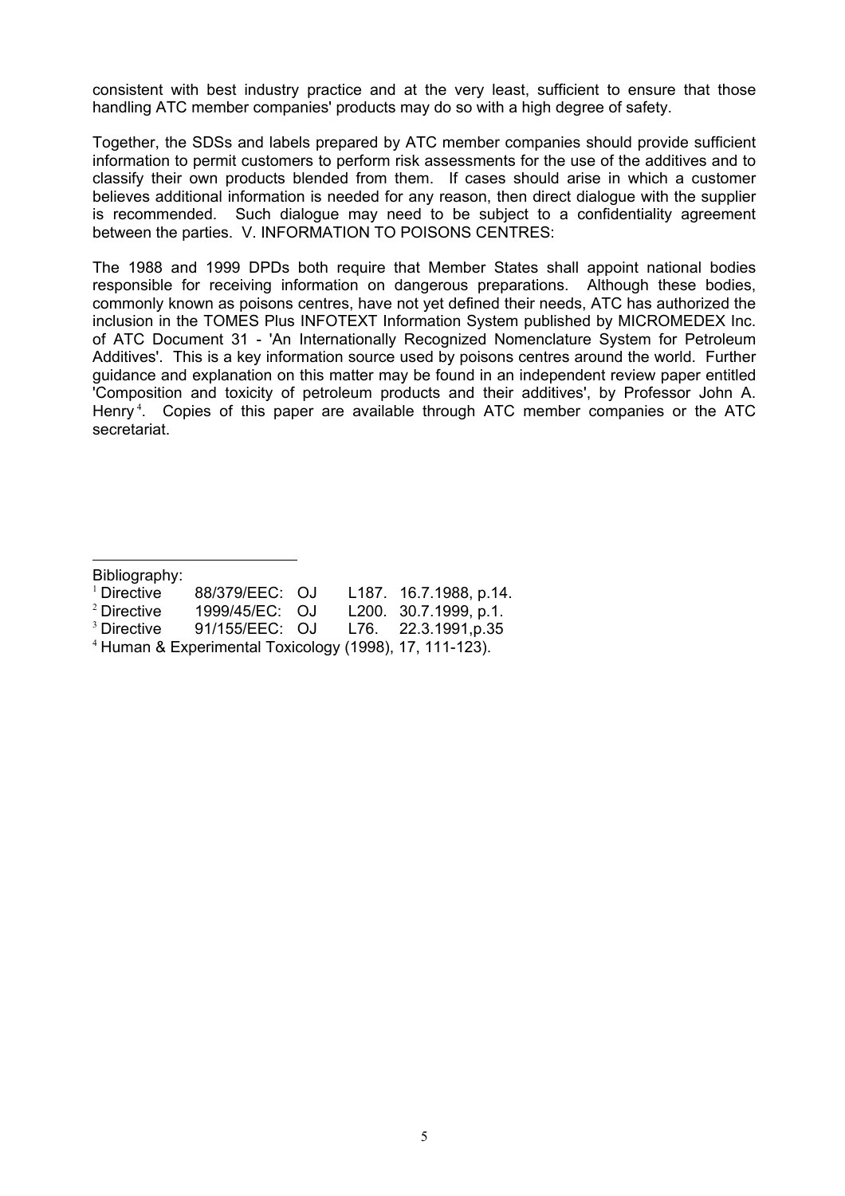consistent with best industry practice and at the very least, sufficient to ensure that those handling ATC member companies' products may do so with a high degree of safety.

Together, the SDSs and labels prepared by ATC member companies should provide sufficient information to permit customers to perform risk assessments for the use of the additives and to classify their own products blended from them. If cases should arise in which a customer believes additional information is needed for any reason, then direct dialogue with the supplier is recommended. Such dialogue may need to be subject to a confidentiality agreement between the parties. V. INFORMATION TO POISONS CENTRES:

The 1988 and 1999 DPDs both require that Member States shall appoint national bodies responsible for receiving information on dangerous preparations. Although these bodies, commonly known as poisons centres, have not yet defined their needs, ATC has authorized the inclusion in the TOMES Plus INFOTEXT Information System published by MICROMEDEX Inc. of ATC Document 31 - 'An Internationally Recognized Nomenclature System for Petroleum Additives'. This is a key information source used by poisons centres around the world. Further guidance and explanation on this matter may be found in an independent review paper entitled 'Composition and toxicity of petroleum products and their additives', by Professor John A. Henry [4]. Copies of this paper are available through ATC member companies or the ATC secretariat.

---

Bibliography:

[1] Directive 88/379/EEC: OJ L187. 16.7.1988, p.14.

[2] Directive 1999/45/EC: OJ L200. 30.7.1999, p.1.

[3] Directive 91/155/EEC: OJ L76. 22.3.1991,p.35

[4] Human & Experimental Toxicology (1998), 17, 111-123).